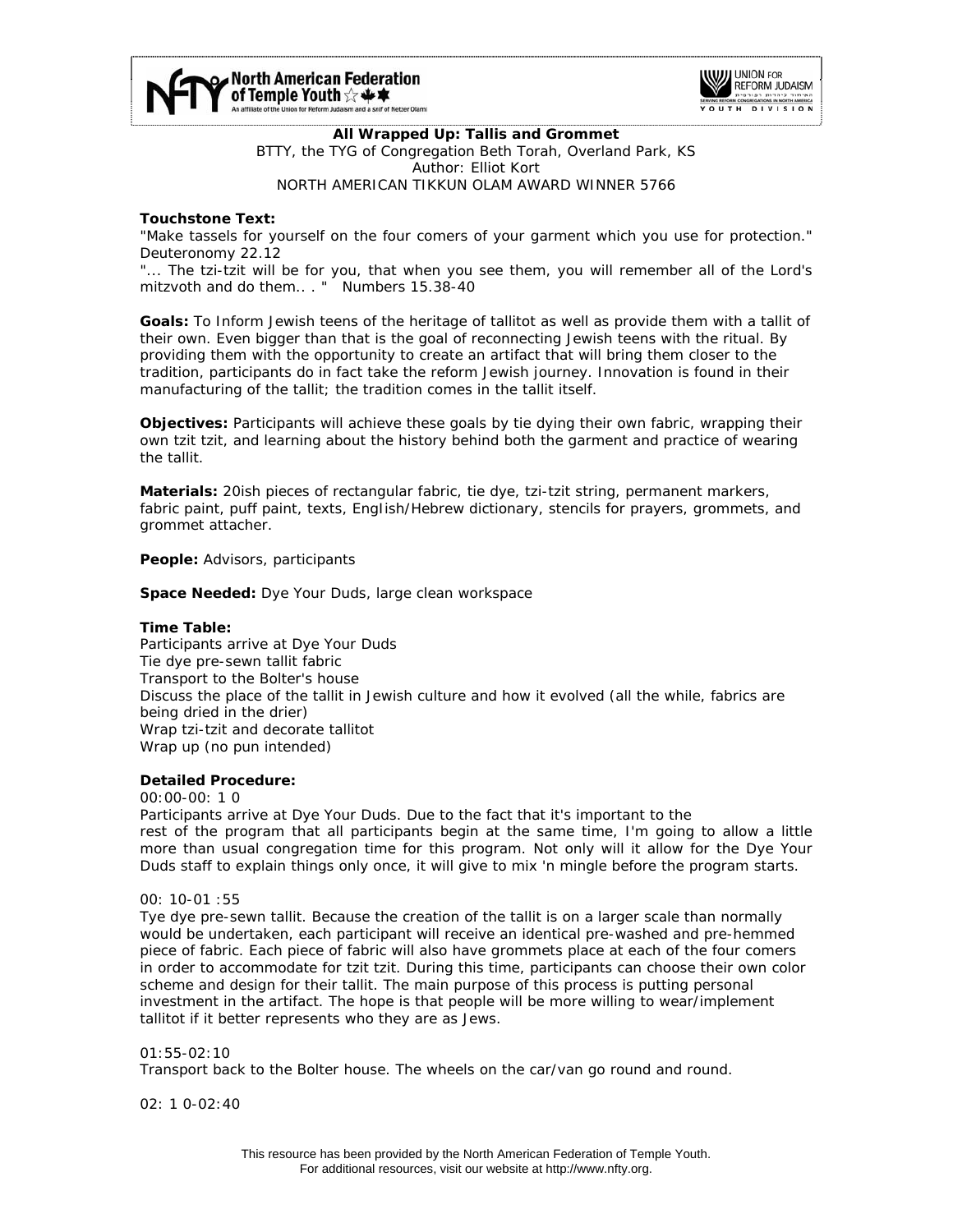**All Wrapped Up: Tallis and Grommet**
BTTY, the TYG of Congregation Beth Torah, Overland Park, KS
Author: Elliot Kort
NORTH AMERICAN TIKKUN OLAM AWARD WINNER 5766

**Touchstone Text:**
"Make tassels for yourself on the four comers of your garment which you use for protection." Deuteronomy 22.12
"... The tzi-tzit will be for you, that when you see them, you will remember all of the Lord's mitzvoth and do them.. . " Numbers 15.38-40

**Goals:** To Inform Jewish teens of the heritage of tallitot as well as provide them with a tallit of their own. Even bigger than that is the goal of reconnecting Jewish teens with the ritual. By providing them with the opportunity to create an artifact that will bring them closer to the tradition, participants do in fact take the reform Jewish journey. Innovation is found in their manufacturing of the tallit; the tradition comes in the tallit itself.

**Objectives:** Participants will achieve these goals by tie dying their own fabric, wrapping their own tzit tzit, and learning about the history behind both the garment and practice of wearing the tallit.

**Materials:** 20ish pieces of rectangular fabric, tie dye, tzi-tzit string, permanent markers, fabric paint, puff paint, texts, EngIish/Hebrew dictionary, stencils for prayers, grommets, and grommet attacher.

**People:** Advisors, participants

**Space Needed:** Dye Your Duds, large clean workspace

**Time Table:**
Participants arrive at Dye Your Duds
Tie dye pre-sewn tallit fabric
Transport to the Bolter's house
Discuss the place of the tallit in Jewish culture and how it evolved (all the while, fabrics are being dried in the drier)
Wrap tzi-tzit and decorate tallitot
Wrap up (no pun intended)

**Detailed Procedure:**

00:00-00: 1 0
Participants arrive at Dye Your Duds. Due to the fact that it's important to the rest of the program that all participants begin at the same time, I'm going to allow a little more than usual congregation time for this program. Not only will it allow for the Dye Your Duds staff to explain things only once, it will give to mix 'n mingle before the program starts.

00: 10-01 :55
Tye dye pre-sewn tallit. Because the creation of the tallit is on a larger scale than normally would be undertaken, each participant will receive an identical pre-washed and pre-hemmed piece of fabric. Each piece of fabric will also have grommets place at each of the four comers in order to accommodate for tzit tzit. During this time, participants can choose their own color scheme and design for their tallit. The main purpose of this process is putting personal investment in the artifact. The hope is that people will be more willing to wear/implement tallitot if it better represents who they are as Jews.

01:55-02:10
Transport back to the Bolter house. The wheels on the car/van go round and round.

02: 1 0-02:40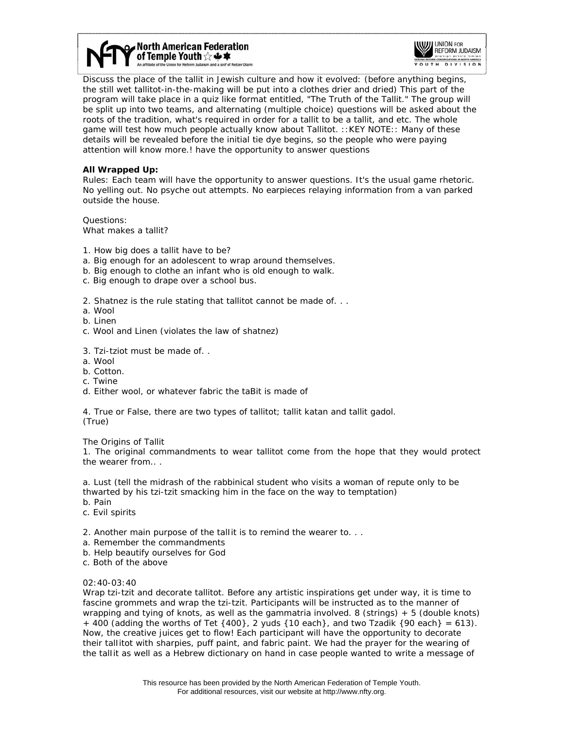Discuss the place of the tallit in Jewish culture and how it evolved: (before anything begins, the still wet tallitot-in-the-making will be put into a clothes drier and dried) This part of the program will take place in a quiz like format entitled, "The Truth of the Tallit." The group will be split up into two teams, and alternating (multiple choice) questions will be asked about the roots of the tradition, what's required in order for a tallit to be a tallit, and etc. The whole game will test how much people actually know about Tallitot. ::KEY NOTE:: Many of these details will be revealed before the initial tie dye begins, so the people who were paying attention will know more.! have the opportunity to answer questions

**All Wrapped Up:**

Rules: Each team will have the opportunity to answer questions. It's the usual game rhetoric. No yelling out. No psyche out attempts. No earpieces relaying information from a van parked outside the house.

Questions:
What makes a tallit?

1. How big does a tallit have to be?
a. Big enough for an adolescent to wrap around themselves.
b. Big enough to clothe an infant who is old enough to walk.
c. Big enough to drape over a school bus.

2. Shatnez is the rule stating that tallitot cannot be made of. . .
a. Wool
b. Linen
c. Wool and Linen (violates the law of shatnez)

3. Tzi-tziot must be made of. .
a. Wool
b. Cotton.
c. Twine
d. Either wool, or whatever fabric the taBit is made of

4. True or False, there are two types of tallitot; tallit katan and tallit gadol.
(True)

The Origins of Tallit

1. The original commandments to wear tallitot come from the hope that they would protect the wearer from.. .

a. Lust (tell the midrash of the rabbinical student who visits a woman of repute only to be thwarted by his tzi-tzit smacking him in the face on the way to temptation)
b. Pain
c. Evil spirits

2. Another main purpose of the tallit is to remind the wearer to. . .
a. Remember the commandments
b. Help beautify ourselves for God
c. Both of the above

02:40-03:40

Wrap tzi-tzit and decorate tallitot. Before any artistic inspirations get under way, it is time to fascine grommets and wrap the tzi-tzit. Participants will be instructed as to the manner of wrapping and tying of knots, as well as the gammatria involved. 8 (strings) + 5 (double knots) + 400 (adding the worths of Tet {400}, 2 yuds {10 each}, and two Tzadik {90 each} = 613). Now, the creative juices get to flow! Each participant will have the opportunity to decorate their tallitot with sharpies, puff paint, and fabric paint. We had the prayer for the wearing of the tallit as well as a Hebrew dictionary on hand in case people wanted to write a message of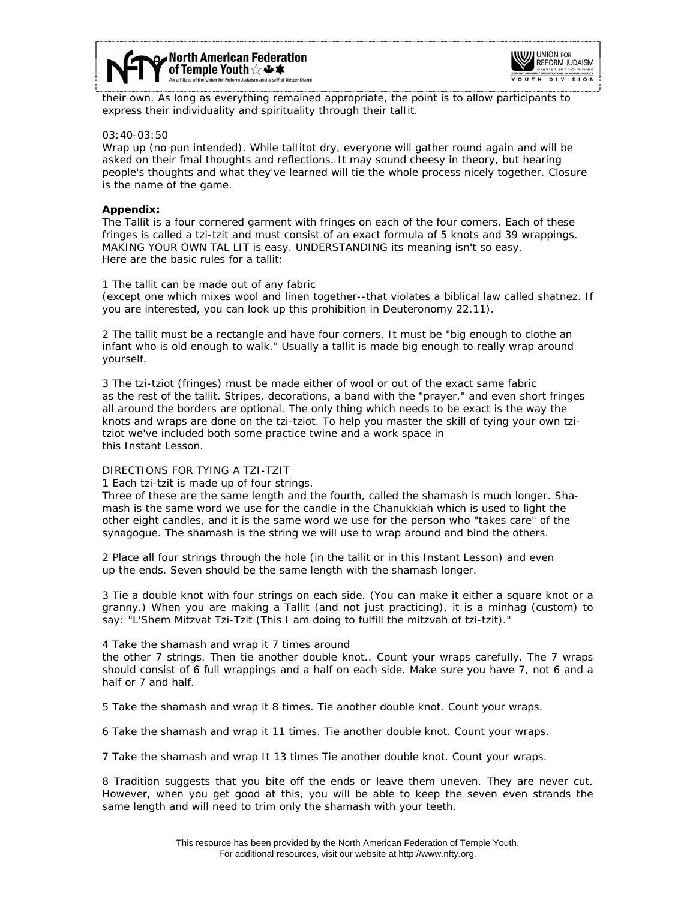their own. As long as everything remained appropriate, the point is to allow participants to express their individuality and spirituality through their tallit.

03:40-03:50

Wrap up (no pun intended). While tallitot dry, everyone will gather round again and will be asked on their fmal thoughts and reflections. It may sound cheesy in theory, but hearing people's thoughts and what they've learned will tie the whole process nicely together. Closure is the name of the game.

**Appendix:**

The Tallit is a four cornered garment with fringes on each of the four comers. Each of these fringes is called a tzi-tzit and must consist of an exact formula of 5 knots and 39 wrappings. MAKING YOUR OWN TAL LIT is easy. UNDERSTANDING its meaning isn't so easy.
Here are the basic rules for a tallit:

1 The tallit can be made out of any fabric
(except one which mixes wool and linen together--that violates a biblical law called shatnez. If you are interested, you can look up this prohibition in Deuteronomy 22.11).

2 The tallit must be a rectangle and have four corners. It must be "big enough to clothe an infant who is old enough to walk." Usually a tallit is made big enough to really wrap around yourself.

3 The tzi-tziot (fringes) must be made either of wool or out of the exact same fabric as the rest of the tallit. Stripes, decorations, a band with the "prayer," and even short fringes all around the borders are optional. The only thing which needs to be exact is the way the knots and wraps are done on the tzi-tziot. To help you master the skill of tying your own tzi-tziot we've included both some practice twine and a work space in this Instant Lesson.

DIRECTIONS FOR TYING A TZI-TZIT

1 Each tzi-tzit is made up of four strings.
Three of these are the same length and the fourth, called the shamash is much longer. Sha-mash is the same word we use for the candle in the Chanukkiah which is used to light the other eight candles, and it is the same word we use for the person who "takes care" of the synagogue. The shamash is the string we will use to wrap around and bind the others.

2 Place all four strings through the hole (in the tallit or in this Instant Lesson) and even up the ends. Seven should be the same length with the shamash longer.

3 Tie a double knot with four strings on each side. (You can make it either a square knot or a granny.) When you are making a Tallit (and not just practicing), it is a minhag (custom) to say: "L'Shem Mitzvat Tzi-Tzit (This I am doing to fulfill the mitzvah of tzi-tzit)."

4 Take the shamash and wrap it 7 times around
the other 7 strings. Then tie another double knot.. Count your wraps carefully. The 7 wraps should consist of 6 full wrappings and a half on each side. Make sure you have 7, not 6 and a half or 7 and half.

5 Take the shamash and wrap it 8 times. Tie another double knot. Count your wraps.

6 Take the shamash and wrap it 11 times. Tie another double knot. Count your wraps.

7 Take the shamash and wrap It 13 times Tie another double knot. Count your wraps.

8 Tradition suggests that you bite off the ends or leave them uneven. They are never cut. However, when you get good at this, you will be able to keep the seven even strands the same length and will need to trim only the shamash with your teeth.